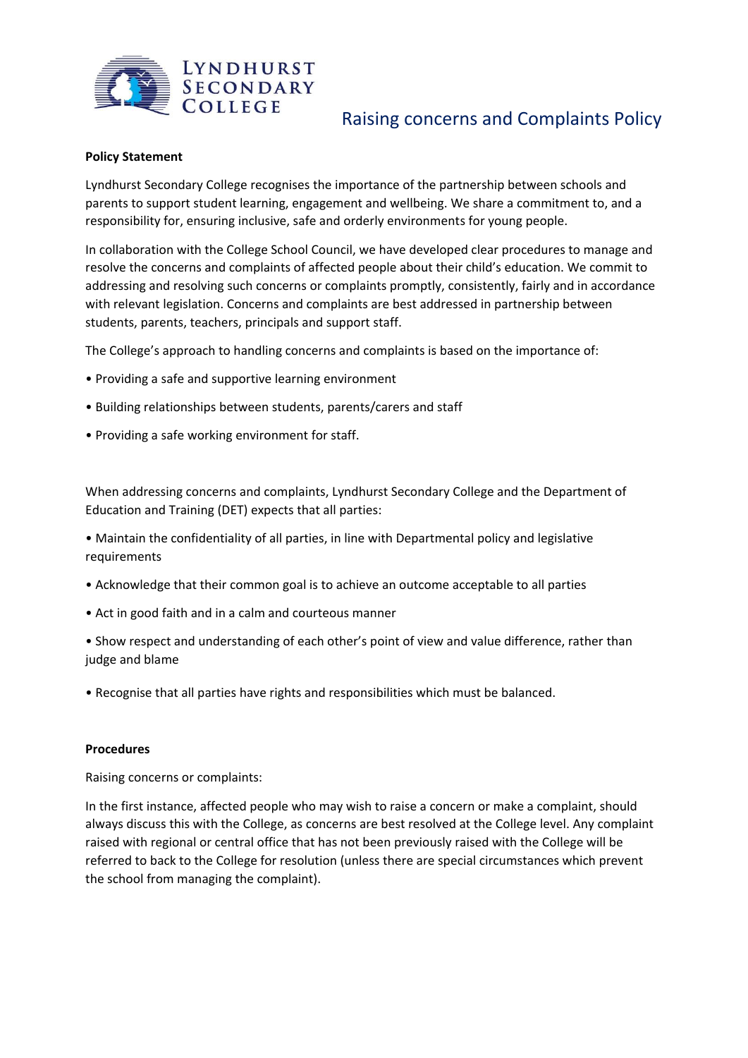# Raising concerns and Complaints Policy

**Policy Statement**

Lyndhurst Secondary College recognises the importance of the partnership between schools and parents to support student learning, engagement and wellbeing. We share a commitment to, and a responsibility for, ensuring inclusive, safe and orderly environments for young people.

In collaboration with the College School Council, we have developed clear procedures to manage and resolve the concerns and complaints of affected people about their child's education. We commit to addressing and resolving such concerns or complaints promptly, consistently, fairly and in accordance with relevant legislation. Concerns and complaints are best addressed in partnership between students, parents, teachers, principals and support staff.

The College's approach to handling concerns and complaints is based on the importance of:

- Providing a safe and supportive learning environment
- Building relationships between students, parents/carers and staff
- Providing a safe working environment for staff.

When addressing concerns and complaints, Lyndhurst Secondary College and the Department of Education and Training (DET) expects that all parties:

- Maintain the confidentiality of all parties, in line with Departmental policy and legislative requirements
- Acknowledge that their common goal is to achieve an outcome acceptable to all parties
- Act in good faith and in a calm and courteous manner
- Show respect and understanding of each other's point of view and value difference, rather than judge and blame
- Recognise that all parties have rights and responsibilities which must be balanced.

**Procedures**

Raising concerns or complaints:

In the first instance, affected people who may wish to raise a concern or make a complaint, should always discuss this with the College, as concerns are best resolved at the College level. Any complaint raised with regional or central office that has not been previously raised with the College will be referred to back to the College for resolution (unless there are special circumstances which prevent the school from managing the complaint).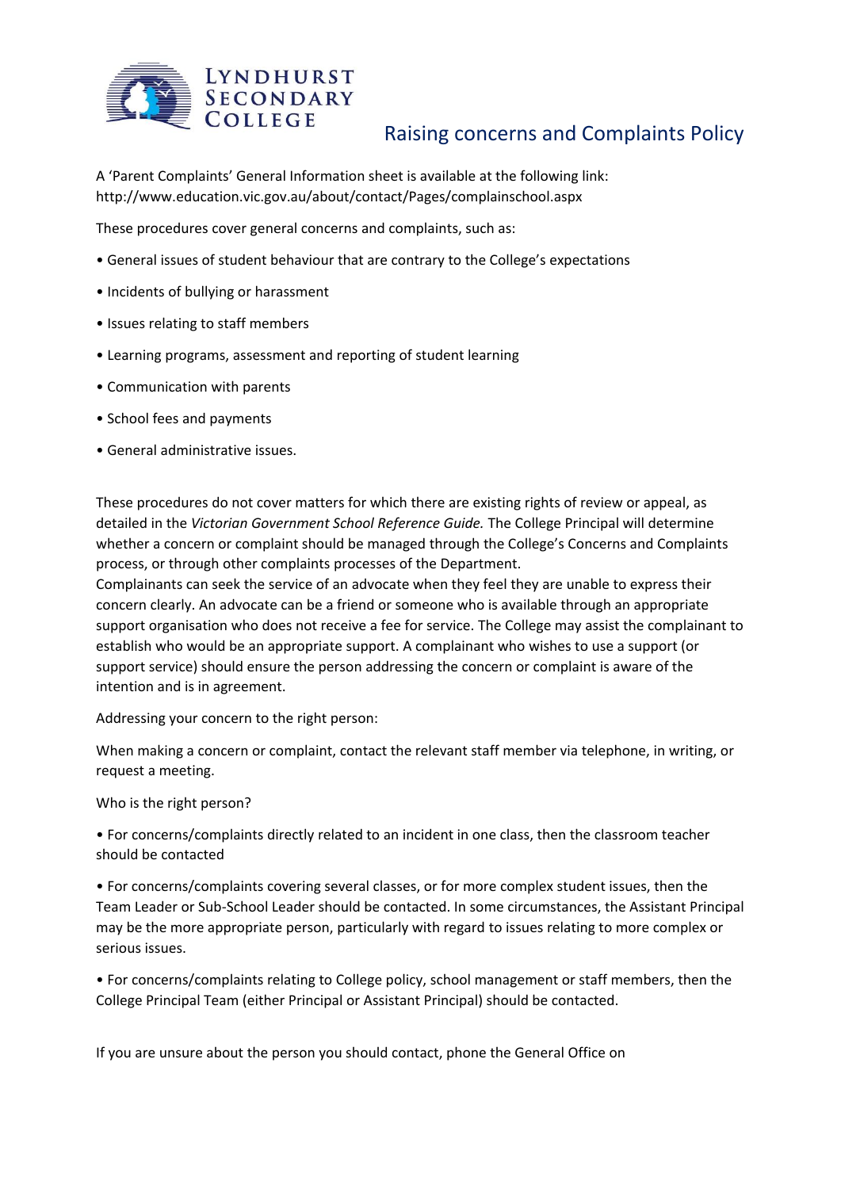# Raising concerns and Complaints Policy

A 'Parent Complaints' General Information sheet is available at the following link: http://www.education.vic.gov.au/about/contact/Pages/complainschool.aspx

These procedures cover general concerns and complaints, such as:

- General issues of student behaviour that are contrary to the College's expectations
- Incidents of bullying or harassment
- Issues relating to staff members
- Learning programs, assessment and reporting of student learning
- Communication with parents
- School fees and payments
- General administrative issues.

These procedures do not cover matters for which there are existing rights of review or appeal, as detailed in the *Victorian Government School Reference Guide.* The College Principal will determine whether a concern or complaint should be managed through the College's Concerns and Complaints process, or through other complaints processes of the Department.
Complainants can seek the service of an advocate when they feel they are unable to express their concern clearly. An advocate can be a friend or someone who is available through an appropriate support organisation who does not receive a fee for service. The College may assist the complainant to establish who would be an appropriate support. A complainant who wishes to use a support (or support service) should ensure the person addressing the concern or complaint is aware of the intention and is in agreement.

Addressing your concern to the right person:

When making a concern or complaint, contact the relevant staff member via telephone, in writing, or request a meeting.

Who is the right person?

- For concerns/complaints directly related to an incident in one class, then the classroom teacher should be contacted
- For concerns/complaints covering several classes, or for more complex student issues, then the Team Leader or Sub-School Leader should be contacted. In some circumstances, the Assistant Principal may be the more appropriate person, particularly with regard to issues relating to more complex or serious issues.
- For concerns/complaints relating to College policy, school management or staff members, then the College Principal Team (either Principal or Assistant Principal) should be contacted.

If you are unsure about the person you should contact, phone the General Office on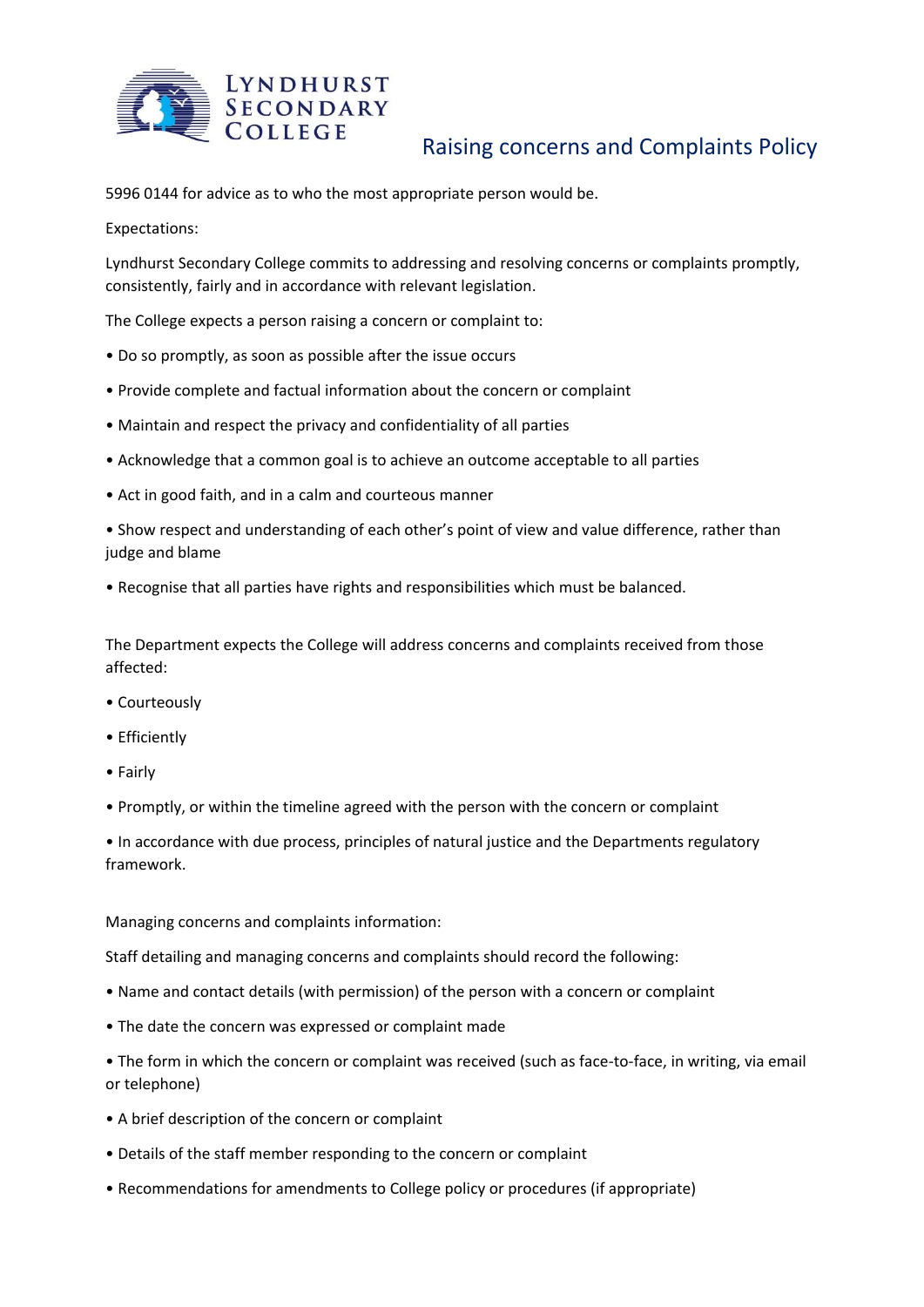5996 0144 for advice as to who the most appropriate person would be.

Expectations:

Lyndhurst Secondary College commits to addressing and resolving concerns or complaints promptly, consistently, fairly and in accordance with relevant legislation.

The College expects a person raising a concern or complaint to:

- Do so promptly, as soon as possible after the issue occurs
- Provide complete and factual information about the concern or complaint
- Maintain and respect the privacy and confidentiality of all parties
- Acknowledge that a common goal is to achieve an outcome acceptable to all parties
- Act in good faith, and in a calm and courteous manner
- Show respect and understanding of each other's point of view and value difference, rather than judge and blame
- Recognise that all parties have rights and responsibilities which must be balanced.

The Department expects the College will address concerns and complaints received from those affected:

- Courteously
- Efficiently
- Fairly
- Promptly, or within the timeline agreed with the person with the concern or complaint
- In accordance with due process, principles of natural justice and the Departments regulatory framework.

Managing concerns and complaints information:

Staff detailing and managing concerns and complaints should record the following:

- Name and contact details (with permission) of the person with a concern or complaint
- The date the concern was expressed or complaint made
- The form in which the concern or complaint was received (such as face-to-face, in writing, via email or telephone)
- A brief description of the concern or complaint
- Details of the staff member responding to the concern or complaint
- Recommendations for amendments to College policy or procedures (if appropriate)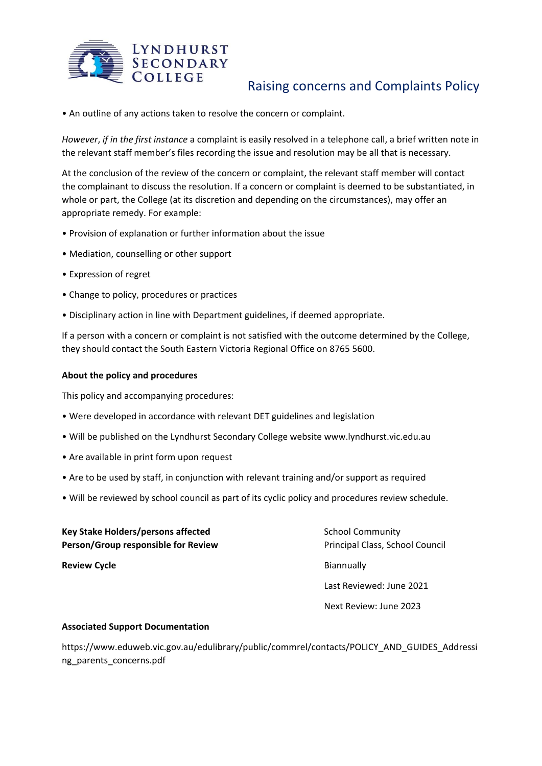- An outline of any actions taken to resolve the concern or complaint.

*However*, *if in the first instance* a complaint is easily resolved in a telephone call, a brief written note in the relevant staff member's files recording the issue and resolution may be all that is necessary.

At the conclusion of the review of the concern or complaint, the relevant staff member will contact the complainant to discuss the resolution. If a concern or complaint is deemed to be substantiated, in whole or part, the College (at its discretion and depending on the circumstances), may offer an appropriate remedy. For example:

- Provision of explanation or further information about the issue
- Mediation, counselling or other support
- Expression of regret
- Change to policy, procedures or practices
- Disciplinary action in line with Department guidelines, if deemed appropriate.

If a person with a concern or complaint is not satisfied with the outcome determined by the College, they should contact the South Eastern Victoria Regional Office on 8765 5600.

**About the policy and procedures**

This policy and accompanying procedures:

- Were developed in accordance with relevant DET guidelines and legislation
- Will be published on the Lyndhurst Secondary College website www.lyndhurst.vic.edu.au
- Are available in print form upon request
- Are to be used by staff, in conjunction with relevant training and/or support as required
- Will be reviewed by school council as part of its cyclic policy and procedures review schedule.

| | |
|---|---|
| **Key Stake Holders/persons affected** | School Community |
| **Person/Group responsible for Review** | Principal Class, School Council |
| **Review Cycle** | Biannually |
| | Last Reviewed: June 2021 |
| | Next Review: June 2023 |

**Associated Support Documentation**

https://www.eduweb.vic.gov.au/edulibrary/public/commrel/contacts/POLICY_AND_GUIDES_Addressing_parents_concerns.pdf